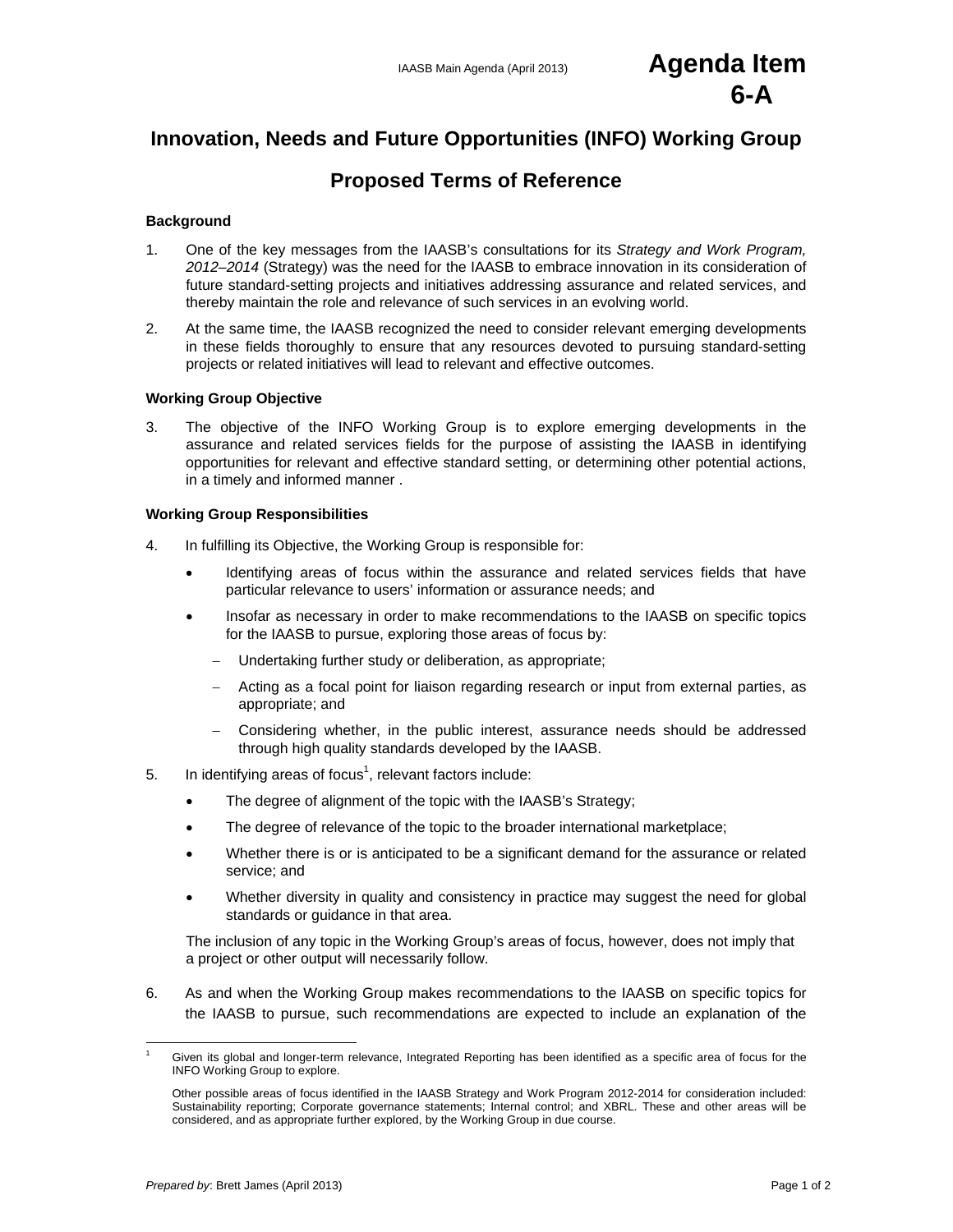# Innovation, Needs and Future Opportunities (INFO) Working Group

## Proposed Terms of Reference

### Background

1. One of the key messages from the IAASB's consultations for its *Strategy and Work Program, 2012–2014* (Strategy) was the need for the IAASB to embrace innovation in its consideration of future standard-setting projects and initiatives addressing assurance and related services, and thereby maintain the role and relevance of such services in an evolving world.

2. At the same time, the IAASB recognized the need to consider relevant emerging developments in these fields thoroughly to ensure that any resources devoted to pursuing standard-setting projects or related initiatives will lead to relevant and effective outcomes.

### Working Group Objective

3. The objective of the INFO Working Group is to explore emerging developments in the assurance and related services fields for the purpose of assisting the IAASB in identifying opportunities for relevant and effective standard setting, or determining other potential actions, in a timely and informed manner .

### Working Group Responsibilities

4. In fulfilling its Objective, the Working Group is responsible for:

   - Identifying areas of focus within the assurance and related services fields that have particular relevance to users' information or assurance needs; and
   - Insofar as necessary in order to make recommendations to the IAASB on specific topics for the IAASB to pursue, exploring those areas of focus by:
     - Undertaking further study or deliberation, as appropriate;
     - Acting as a focal point for liaison regarding research or input from external parties, as appropriate; and
     - Considering whether, in the public interest, assurance needs should be addressed through high quality standards developed by the IAASB.

5. In identifying areas of focus[1], relevant factors include:

   - The degree of alignment of the topic with the IAASB's Strategy;
   - The degree of relevance of the topic to the broader international marketplace;
   - Whether there is or is anticipated to be a significant demand for the assurance or related service; and
   - Whether diversity in quality and consistency in practice may suggest the need for global standards or guidance in that area.

   The inclusion of any topic in the Working Group's areas of focus, however, does not imply that a project or other output will necessarily follow.

6. As and when the Working Group makes recommendations to the IAASB on specific topics for the IAASB to pursue, such recommendations are expected to include an explanation of the

---

[1] Given its global and longer-term relevance, Integrated Reporting has been identified as a specific area of focus for the INFO Working Group to explore.

Other possible areas of focus identified in the IAASB Strategy and Work Program 2012-2014 for consideration included: Sustainability reporting; Corporate governance statements; Internal control; and XBRL. These and other areas will be considered, and as appropriate further explored, by the Working Group in due course.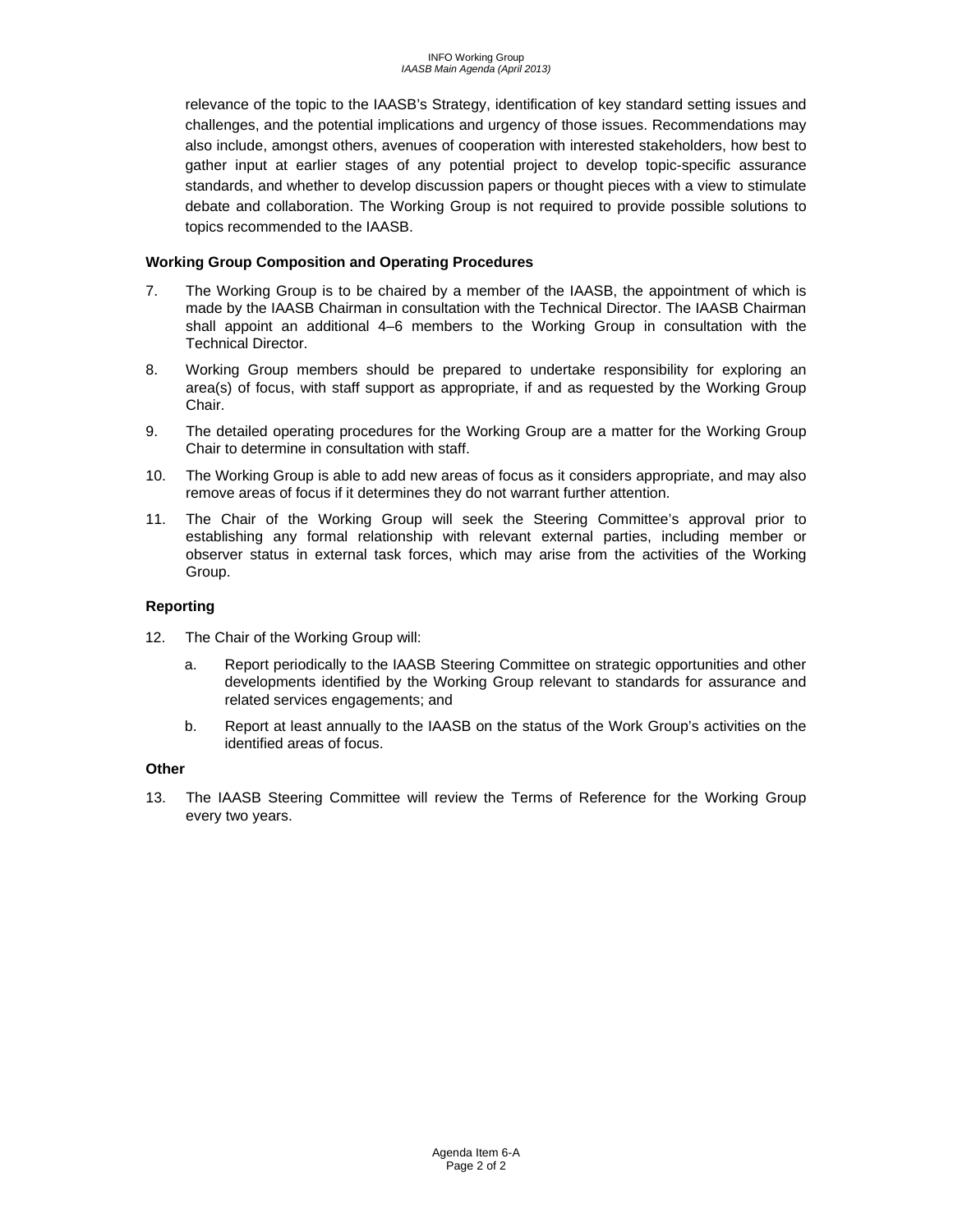relevance of the topic to the IAASB's Strategy, identification of key standard setting issues and challenges, and the potential implications and urgency of those issues. Recommendations may also include, amongst others, avenues of cooperation with interested stakeholders, how best to gather input at earlier stages of any potential project to develop topic-specific assurance standards, and whether to develop discussion papers or thought pieces with a view to stimulate debate and collaboration. The Working Group is not required to provide possible solutions to topics recommended to the IAASB.

**Working Group Composition and Operating Procedures**

7. The Working Group is to be chaired by a member of the IAASB, the appointment of which is made by the IAASB Chairman in consultation with the Technical Director. The IAASB Chairman shall appoint an additional 4–6 members to the Working Group in consultation with the Technical Director.

8. Working Group members should be prepared to undertake responsibility for exploring an area(s) of focus, with staff support as appropriate, if and as requested by the Working Group Chair.

9. The detailed operating procedures for the Working Group are a matter for the Working Group Chair to determine in consultation with staff.

10. The Working Group is able to add new areas of focus as it considers appropriate, and may also remove areas of focus if it determines they do not warrant further attention.

11. The Chair of the Working Group will seek the Steering Committee's approval prior to establishing any formal relationship with relevant external parties, including member or observer status in external task forces, which may arise from the activities of the Working Group.

**Reporting**

12. The Chair of the Working Group will:

    a. Report periodically to the IAASB Steering Committee on strategic opportunities and other developments identified by the Working Group relevant to standards for assurance and related services engagements; and

    b. Report at least annually to the IAASB on the status of the Work Group's activities on the identified areas of focus.

**Other**

13. The IAASB Steering Committee will review the Terms of Reference for the Working Group every two years.